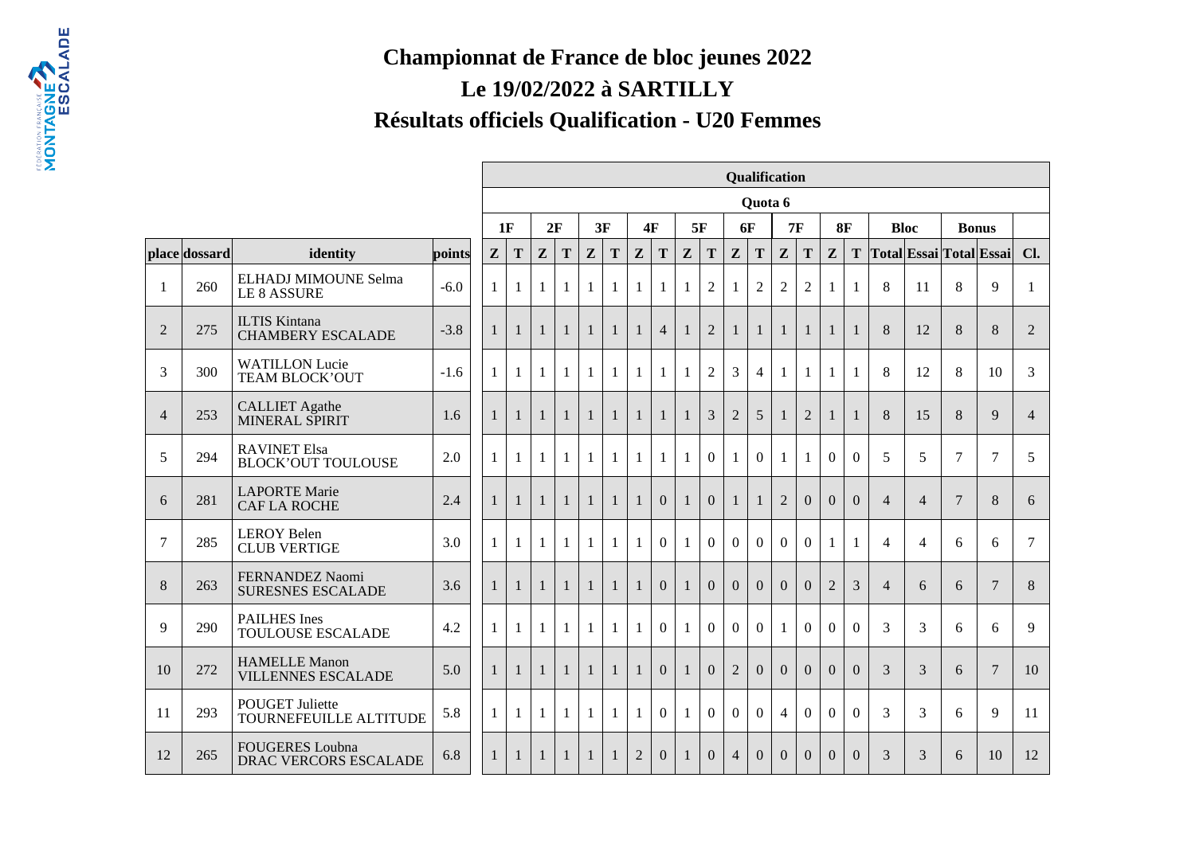# Championnat de France de bloc jeunes 2022

## Le 19/02/2022 à SARTILLY

## Résultats officiels Qualification - U20 Femmes

| | | | | Qualification | | | | | | | | | | | | | | | | | | | | |
|---|---|---|---|---|---|---|---|---|---|---|---|---|---|---|---|---|---|---|---|---|---|---|---|---|
| | | | | Quota 6 | | | | | | | | | | | | | | | | | | | | |
| | | | | 1F | | 2F | | 3F | | 4F | | 5F | | 6F | | 7F | | 8F | | Bloc | | Bonus | | |
| place | dossard | identity | points | Z | T | Z | T | Z | T | Z | T | Z | T | Z | T | Z | T | Z | T | Total | Essai | Total | Essai | Cl. |
| 1 | 260 | ELHADJ MIMOUNE Selma LE 8 ASSURE | -6.0 | 1 | 1 | 1 | 1 | 1 | 1 | 1 | 1 | 1 | 2 | 1 | 2 | 2 | 2 | 1 | 1 | 8 | 11 | 8 | 9 | 1 |
| 2 | 275 | ILTIS Kintana CHAMBERY ESCALADE | -3.8 | 1 | 1 | 1 | 1 | 1 | 1 | 1 | 4 | 1 | 2 | 1 | 1 | 1 | 1 | 1 | 1 | 8 | 12 | 8 | 8 | 2 |
| 3 | 300 | WATILLON Lucie TEAM BLOCK'OUT | -1.6 | 1 | 1 | 1 | 1 | 1 | 1 | 1 | 1 | 1 | 2 | 3 | 4 | 1 | 1 | 1 | 1 | 8 | 12 | 8 | 10 | 3 |
| 4 | 253 | CALLIET Agathe MINERAL SPIRIT | 1.6 | 1 | 1 | 1 | 1 | 1 | 1 | 1 | 1 | 1 | 3 | 2 | 5 | 1 | 2 | 1 | 1 | 8 | 15 | 8 | 9 | 4 |
| 5 | 294 | RAVINET Elsa BLOCK'OUT TOULOUSE | 2.0 | 1 | 1 | 1 | 1 | 1 | 1 | 1 | 1 | 1 | 0 | 1 | 0 | 1 | 1 | 0 | 0 | 5 | 5 | 7 | 7 | 5 |
| 6 | 281 | LAPORTE Marie CAF LA ROCHE | 2.4 | 1 | 1 | 1 | 1 | 1 | 1 | 1 | 0 | 1 | 0 | 1 | 1 | 2 | 0 | 0 | 0 | 4 | 4 | 7 | 8 | 6 |
| 7 | 285 | LEROY Belen CLUB VERTIGE | 3.0 | 1 | 1 | 1 | 1 | 1 | 1 | 1 | 0 | 1 | 0 | 0 | 0 | 0 | 0 | 1 | 1 | 4 | 4 | 6 | 6 | 7 |
| 8 | 263 | FERNANDEZ Naomi SURESNES ESCALADE | 3.6 | 1 | 1 | 1 | 1 | 1 | 1 | 1 | 0 | 1 | 0 | 0 | 0 | 0 | 0 | 2 | 3 | 4 | 6 | 6 | 7 | 8 |
| 9 | 290 | PAILHES Ines TOULOUSE ESCALADE | 4.2 | 1 | 1 | 1 | 1 | 1 | 1 | 1 | 0 | 1 | 0 | 0 | 0 | 1 | 0 | 0 | 0 | 3 | 3 | 6 | 6 | 9 |
| 10 | 272 | HAMELLE Manon VILLENNES ESCALADE | 5.0 | 1 | 1 | 1 | 1 | 1 | 1 | 1 | 0 | 1 | 0 | 2 | 0 | 0 | 0 | 0 | 0 | 3 | 3 | 6 | 7 | 10 |
| 11 | 293 | POUGET Juliette TOURNEFEUILLE ALTITUDE | 5.8 | 1 | 1 | 1 | 1 | 1 | 1 | 1 | 0 | 1 | 0 | 0 | 0 | 4 | 0 | 0 | 0 | 3 | 3 | 6 | 9 | 11 |
| 12 | 265 | FOUGERES Loubna DRAC VERCORS ESCALADE | 6.8 | 1 | 1 | 1 | 1 | 1 | 1 | 2 | 0 | 1 | 0 | 4 | 0 | 0 | 0 | 0 | 0 | 3 | 3 | 6 | 10 | 12 |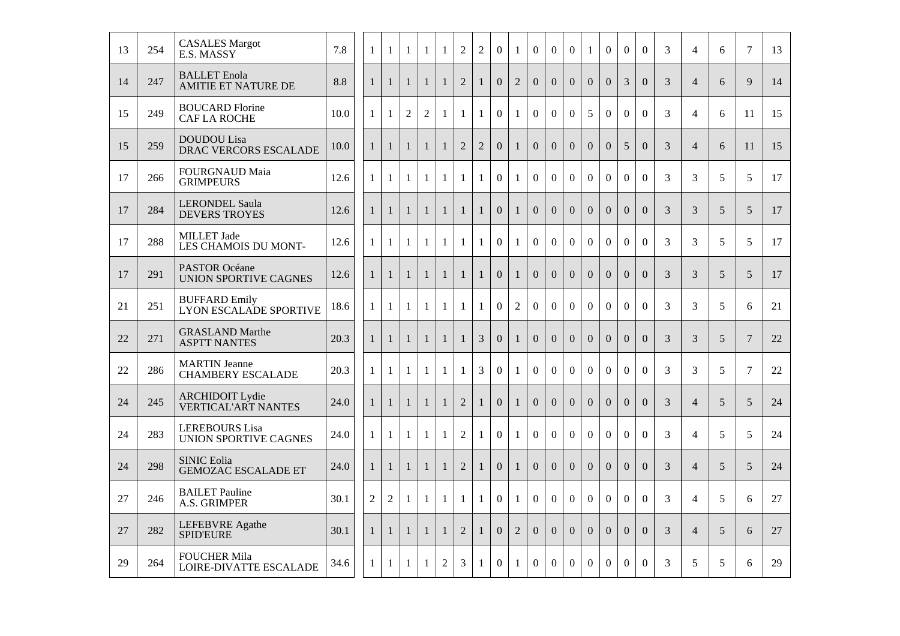| | | | | | | | | | | | | | | | | | | | | | | | | | |
|---|---|---|---|---|---|---|---|---|---|---|---|---|---|---|---|---|---|---|---|---|---|---|---|---|---|
| 13 | 254 | CASALES Margot E.S. MASSY | 7.8 | 1 | 1 | 1 | 1 | 1 | 2 | 2 | 0 | 1 | 0 | 0 | 0 | 1 | 0 | 0 | 0 | 3 | 4 | 6 | 7 | 13 |
| 14 | 247 | BALLET Enola AMITIE ET NATURE DE | 8.8 | 1 | 1 | 1 | 1 | 1 | 2 | 1 | 0 | 2 | 0 | 0 | 0 | 0 | 0 | 3 | 0 | 3 | 4 | 6 | 9 | 14 |
| 15 | 249 | BOUCARD Florine CAF LA ROCHE | 10.0 | 1 | 1 | 2 | 2 | 1 | 1 | 1 | 0 | 1 | 0 | 0 | 0 | 5 | 0 | 0 | 0 | 3 | 4 | 6 | 11 | 15 |
| 15 | 259 | DOUDOU Lisa DRAC VERCORS ESCALADE | 10.0 | 1 | 1 | 1 | 1 | 1 | 2 | 2 | 0 | 1 | 0 | 0 | 0 | 0 | 0 | 5 | 0 | 3 | 4 | 6 | 11 | 15 |
| 17 | 266 | FOURGNAUD Maia GRIMPEURS | 12.6 | 1 | 1 | 1 | 1 | 1 | 1 | 1 | 0 | 1 | 0 | 0 | 0 | 0 | 0 | 0 | 0 | 3 | 3 | 5 | 5 | 17 |
| 17 | 284 | LERONDEL Saula DEVERS TROYES | 12.6 | 1 | 1 | 1 | 1 | 1 | 1 | 1 | 0 | 1 | 0 | 0 | 0 | 0 | 0 | 0 | 0 | 3 | 3 | 5 | 5 | 17 |
| 17 | 288 | MILLET Jade LES CHAMOIS DU MONT- | 12.6 | 1 | 1 | 1 | 1 | 1 | 1 | 1 | 0 | 1 | 0 | 0 | 0 | 0 | 0 | 0 | 0 | 3 | 3 | 5 | 5 | 17 |
| 17 | 291 | PASTOR Océane UNION SPORTIVE CAGNES | 12.6 | 1 | 1 | 1 | 1 | 1 | 1 | 1 | 0 | 1 | 0 | 0 | 0 | 0 | 0 | 0 | 0 | 3 | 3 | 5 | 5 | 17 |
| 21 | 251 | BUFFARD Emily LYON ESCALADE SPORTIVE | 18.6 | 1 | 1 | 1 | 1 | 1 | 1 | 1 | 0 | 2 | 0 | 0 | 0 | 0 | 0 | 0 | 0 | 3 | 3 | 5 | 6 | 21 |
| 22 | 271 | GRASLAND Marthe ASPTT NANTES | 20.3 | 1 | 1 | 1 | 1 | 1 | 1 | 3 | 0 | 1 | 0 | 0 | 0 | 0 | 0 | 0 | 0 | 3 | 3 | 5 | 7 | 22 |
| 22 | 286 | MARTIN Jeanne CHAMBERY ESCALADE | 20.3 | 1 | 1 | 1 | 1 | 1 | 1 | 3 | 0 | 1 | 0 | 0 | 0 | 0 | 0 | 0 | 0 | 3 | 3 | 5 | 7 | 22 |
| 24 | 245 | ARCHIDOIT Lydie VERTICAL'ART NANTES | 24.0 | 1 | 1 | 1 | 1 | 1 | 2 | 1 | 0 | 1 | 0 | 0 | 0 | 0 | 0 | 0 | 0 | 3 | 4 | 5 | 5 | 24 |
| 24 | 283 | LEREBOURS Lisa UNION SPORTIVE CAGNES | 24.0 | 1 | 1 | 1 | 1 | 1 | 2 | 1 | 0 | 1 | 0 | 0 | 0 | 0 | 0 | 0 | 0 | 3 | 4 | 5 | 5 | 24 |
| 24 | 298 | SINIC Eolia GEMOZAC ESCALADE ET | 24.0 | 1 | 1 | 1 | 1 | 1 | 2 | 1 | 0 | 1 | 0 | 0 | 0 | 0 | 0 | 0 | 0 | 3 | 4 | 5 | 5 | 24 |
| 27 | 246 | BAILET Pauline A.S. GRIMPER | 30.1 | 2 | 2 | 1 | 1 | 1 | 1 | 1 | 0 | 1 | 0 | 0 | 0 | 0 | 0 | 0 | 0 | 3 | 4 | 5 | 6 | 27 |
| 27 | 282 | LEFEBVRE Agathe SPID'EURE | 30.1 | 1 | 1 | 1 | 1 | 1 | 2 | 1 | 0 | 2 | 0 | 0 | 0 | 0 | 0 | 0 | 0 | 3 | 4 | 5 | 6 | 27 |
| 29 | 264 | FOUCHER Mila LOIRE-DIVATTE ESCALADE | 34.6 | 1 | 1 | 1 | 1 | 2 | 3 | 1 | 0 | 1 | 0 | 0 | 0 | 0 | 0 | 0 | 0 | 3 | 5 | 5 | 6 | 29 |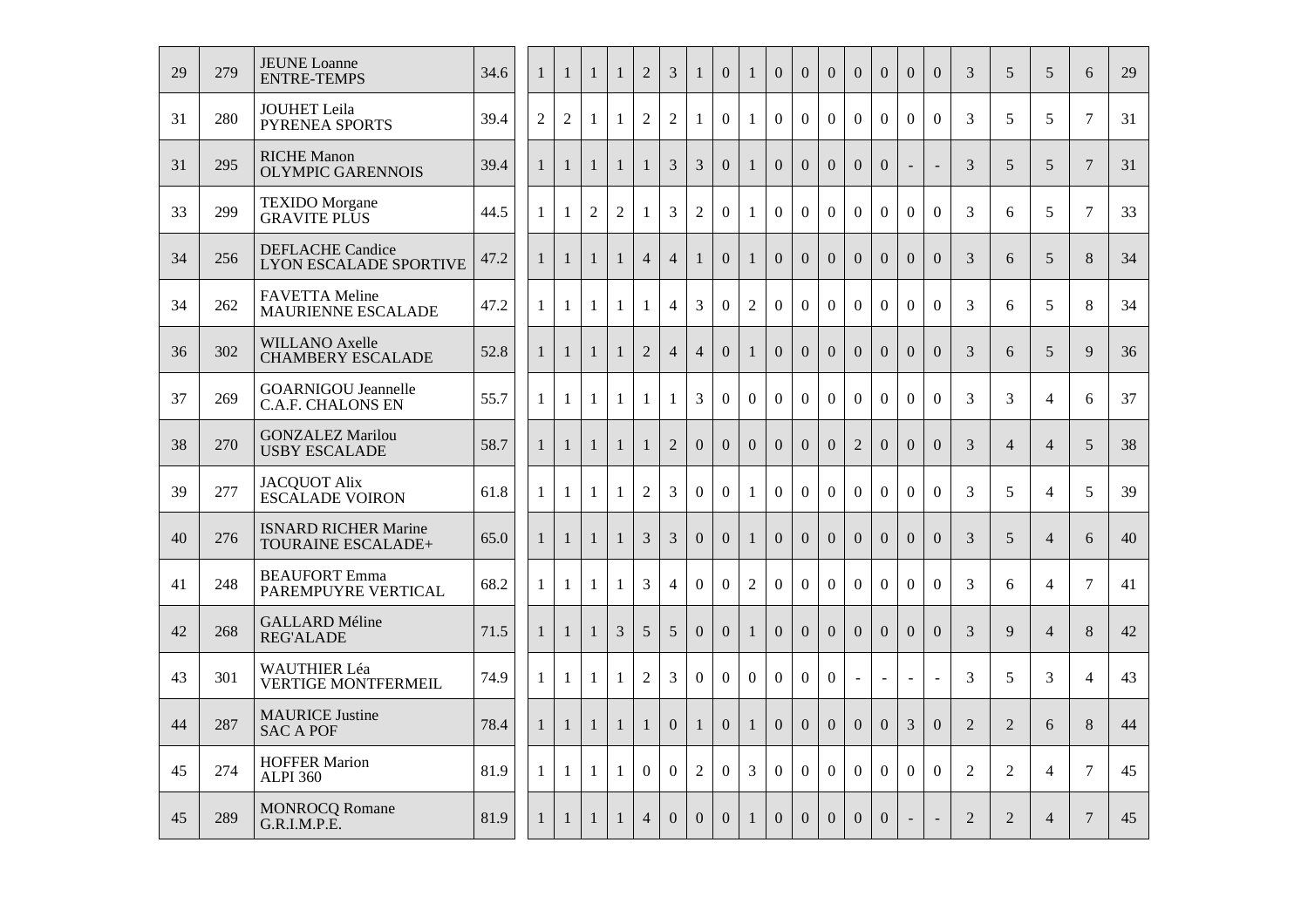| | | | | | | | | | | | | | | | | | | | | | | | | | |
|---|---|---|---|---|---|---|---|---|---|---|---|---|---|---|---|---|---|---|---|---|---|---|---|---|---|
| 29 | 279 | JEUNE Loanne<br>ENTRE-TEMPS | 34.6 | 1 | 1 | 1 | 1 | 2 | 3 | 1 | 0 | 1 | 0 | 0 | 0 | 0 | 0 | 0 | 0 | 3 | 5 | 5 | 6 | 29 |
| 31 | 280 | JOUHET Leila<br>PYRENEA SPORTS | 39.4 | 2 | 2 | 1 | 1 | 2 | 2 | 1 | 0 | 1 | 0 | 0 | 0 | 0 | 0 | 0 | 0 | 3 | 5 | 5 | 7 | 31 |
| 31 | 295 | RICHE Manon<br>OLYMPIC GARENNOIS | 39.4 | 1 | 1 | 1 | 1 | 1 | 3 | 3 | 0 | 1 | 0 | 0 | 0 | 0 | 0 | - | - | 3 | 5 | 5 | 7 | 31 |
| 33 | 299 | TEXIDO Morgane<br>GRAVITE PLUS | 44.5 | 1 | 1 | 2 | 2 | 1 | 3 | 2 | 0 | 1 | 0 | 0 | 0 | 0 | 0 | 0 | 0 | 3 | 6 | 5 | 7 | 33 |
| 34 | 256 | DEFLACHE Candice<br>LYON ESCALADE SPORTIVE | 47.2 | 1 | 1 | 1 | 1 | 4 | 4 | 1 | 0 | 1 | 0 | 0 | 0 | 0 | 0 | 0 | 0 | 3 | 6 | 5 | 8 | 34 |
| 34 | 262 | FAVETTA Meline<br>MAURIENNE ESCALADE | 47.2 | 1 | 1 | 1 | 1 | 1 | 4 | 3 | 0 | 2 | 0 | 0 | 0 | 0 | 0 | 0 | 0 | 3 | 6 | 5 | 8 | 34 |
| 36 | 302 | WILLANO Axelle<br>CHAMBERY ESCALADE | 52.8 | 1 | 1 | 1 | 1 | 2 | 4 | 4 | 0 | 1 | 0 | 0 | 0 | 0 | 0 | 0 | 0 | 3 | 6 | 5 | 9 | 36 |
| 37 | 269 | GOARNIGOU Jeannelle<br>C.A.F. CHALONS EN | 55.7 | 1 | 1 | 1 | 1 | 1 | 1 | 3 | 0 | 0 | 0 | 0 | 0 | 0 | 0 | 0 | 0 | 3 | 3 | 4 | 6 | 37 |
| 38 | 270 | GONZALEZ Marilou<br>USBY ESCALADE | 58.7 | 1 | 1 | 1 | 1 | 1 | 2 | 0 | 0 | 0 | 0 | 0 | 0 | 2 | 0 | 0 | 0 | 3 | 4 | 4 | 5 | 38 |
| 39 | 277 | JACQUOT Alix<br>ESCALADE VOIRON | 61.8 | 1 | 1 | 1 | 1 | 2 | 3 | 0 | 0 | 1 | 0 | 0 | 0 | 0 | 0 | 0 | 0 | 3 | 5 | 4 | 5 | 39 |
| 40 | 276 | ISNARD RICHER Marine<br>TOURAINE ESCALADE+ | 65.0 | 1 | 1 | 1 | 1 | 3 | 3 | 0 | 0 | 1 | 0 | 0 | 0 | 0 | 0 | 0 | 0 | 3 | 5 | 4 | 6 | 40 |
| 41 | 248 | BEAUFORT Emma<br>PAREMPUYRE VERTICAL | 68.2 | 1 | 1 | 1 | 1 | 3 | 4 | 0 | 0 | 2 | 0 | 0 | 0 | 0 | 0 | 0 | 0 | 3 | 6 | 4 | 7 | 41 |
| 42 | 268 | GALLARD Méline<br>REG'ALADE | 71.5 | 1 | 1 | 1 | 3 | 5 | 5 | 0 | 0 | 1 | 0 | 0 | 0 | 0 | 0 | 0 | 0 | 3 | 9 | 4 | 8 | 42 |
| 43 | 301 | WAUTHIER Léa<br>VERTIGE MONTFERMEIL | 74.9 | 1 | 1 | 1 | 1 | 2 | 3 | 0 | 0 | 0 | 0 | 0 | 0 | - | - | - | - | 3 | 5 | 3 | 4 | 43 |
| 44 | 287 | MAURICE Justine<br>SAC A POF | 78.4 | 1 | 1 | 1 | 1 | 1 | 0 | 1 | 0 | 1 | 0 | 0 | 0 | 0 | 0 | 3 | 0 | 2 | 2 | 6 | 8 | 44 |
| 45 | 274 | HOFFER Marion<br>ALPI 360 | 81.9 | 1 | 1 | 1 | 1 | 0 | 0 | 2 | 0 | 3 | 0 | 0 | 0 | 0 | 0 | 0 | 0 | 2 | 2 | 4 | 7 | 45 |
| 45 | 289 | MONROCQ Romane<br>G.R.I.M.P.E. | 81.9 | 1 | 1 | 1 | 1 | 4 | 0 | 0 | 0 | 1 | 0 | 0 | 0 | 0 | 0 | - | - | 2 | 2 | 4 | 7 | 45 |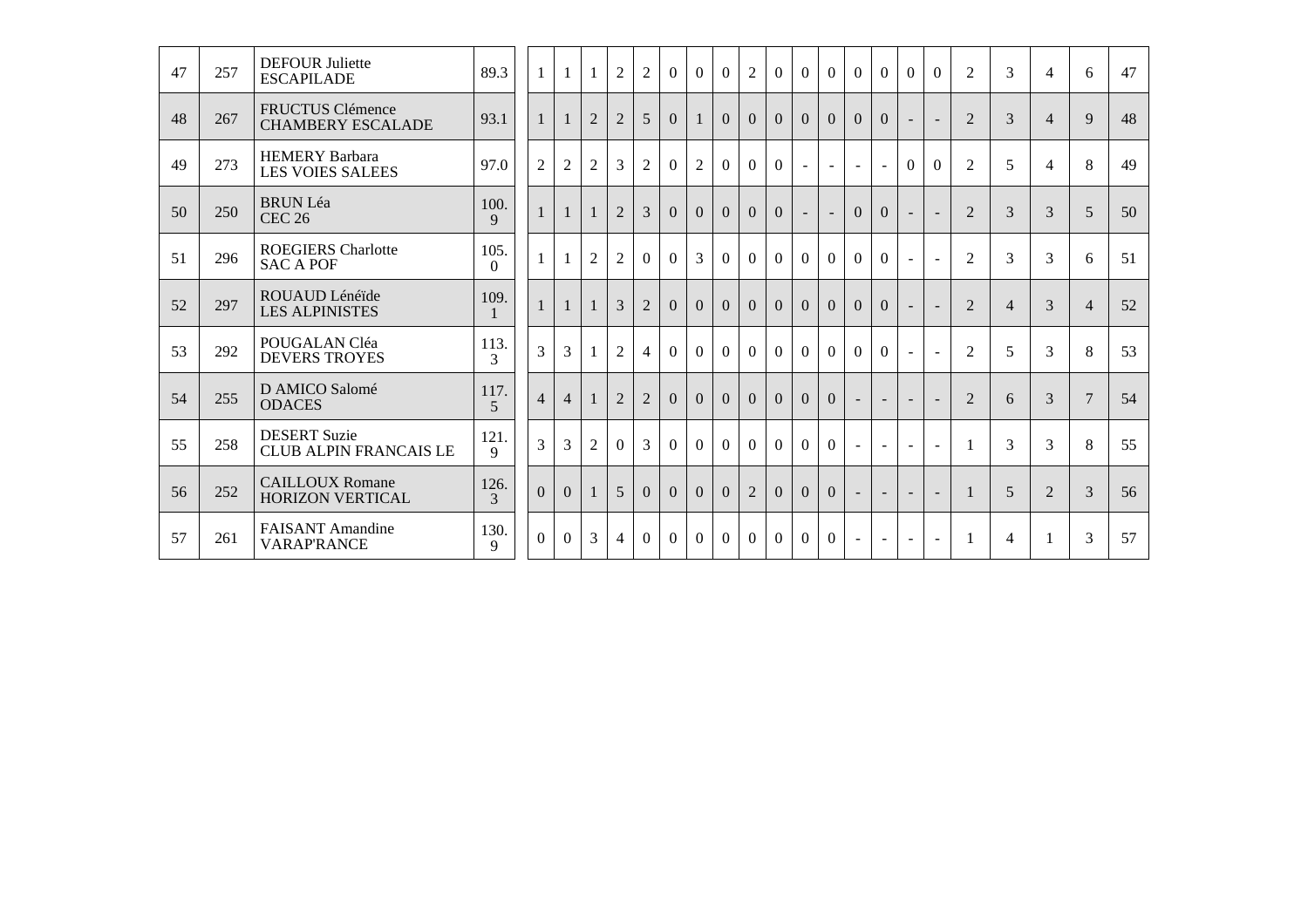| | | | | | | | | | | | | | | | | | | | | | | | | |
|---|---|---|---|---|---|---|---|---|---|---|---|---|---|---|---|---|---|---|---|---|---|---|---|---|
| 47 | 257 | DEFOUR Juliette<br>ESCAPILADE | 89.3 | 1 | 1 | 1 | 2 | 2 | 0 | 0 | 0 | 2 | 0 | 0 | 0 | 0 | 0 | 0 | 0 | 2 | 3 | 4 | 6 | 47 |
| 48 | 267 | FRUCTUS Clémence<br>CHAMBERY ESCALADE | 93.1 | 1 | 1 | 2 | 2 | 5 | 0 | 1 | 0 | 0 | 0 | 0 | 0 | 0 | 0 | - | - | 2 | 3 | 4 | 9 | 48 |
| 49 | 273 | HEMERY Barbara<br>LES VOIES SALEES | 97.0 | 2 | 2 | 2 | 3 | 2 | 0 | 2 | 0 | 0 | 0 | - | - | - | - | 0 | 0 | 2 | 5 | 4 | 8 | 49 |
| 50 | 250 | BRUN Léa<br>CEC 26 | 100.9 | 1 | 1 | 1 | 2 | 3 | 0 | 0 | 0 | 0 | 0 | - | - | 0 | 0 | - | - | 2 | 3 | 3 | 5 | 50 |
| 51 | 296 | ROEGIERS Charlotte<br>SAC A POF | 105.0 | 1 | 1 | 2 | 2 | 0 | 0 | 3 | 0 | 0 | 0 | 0 | 0 | 0 | 0 | - | - | 2 | 3 | 3 | 6 | 51 |
| 52 | 297 | ROUAUD Lénéïde<br>LES ALPINISTES | 109.1 | 1 | 1 | 1 | 3 | 2 | 0 | 0 | 0 | 0 | 0 | 0 | 0 | 0 | 0 | - | - | 2 | 4 | 3 | 4 | 52 |
| 53 | 292 | POUGALAN Cléa<br>DEVERS TROYES | 113.3 | 3 | 3 | 1 | 2 | 4 | 0 | 0 | 0 | 0 | 0 | 0 | 0 | 0 | 0 | - | - | 2 | 5 | 3 | 8 | 53 |
| 54 | 255 | D AMICO Salomé<br>ODACES | 117.5 | 4 | 4 | 1 | 2 | 2 | 0 | 0 | 0 | 0 | 0 | 0 | 0 | - | - | - | - | 2 | 6 | 3 | 7 | 54 |
| 55 | 258 | DESERT Suzie<br>CLUB ALPIN FRANCAIS LE | 121.9 | 3 | 3 | 2 | 0 | 3 | 0 | 0 | 0 | 0 | 0 | 0 | 0 | - | - | - | - | 1 | 3 | 3 | 8 | 55 |
| 56 | 252 | CAILLOUX Romane<br>HORIZON VERTICAL | 126.3 | 0 | 0 | 1 | 5 | 0 | 0 | 0 | 0 | 2 | 0 | 0 | 0 | - | - | - | - | 1 | 5 | 2 | 3 | 56 |
| 57 | 261 | FAISANT Amandine<br>VARAP'RANCE | 130.9 | 0 | 0 | 3 | 4 | 0 | 0 | 0 | 0 | 0 | 0 | 0 | 0 | - | - | - | - | 1 | 4 | 1 | 3 | 57 |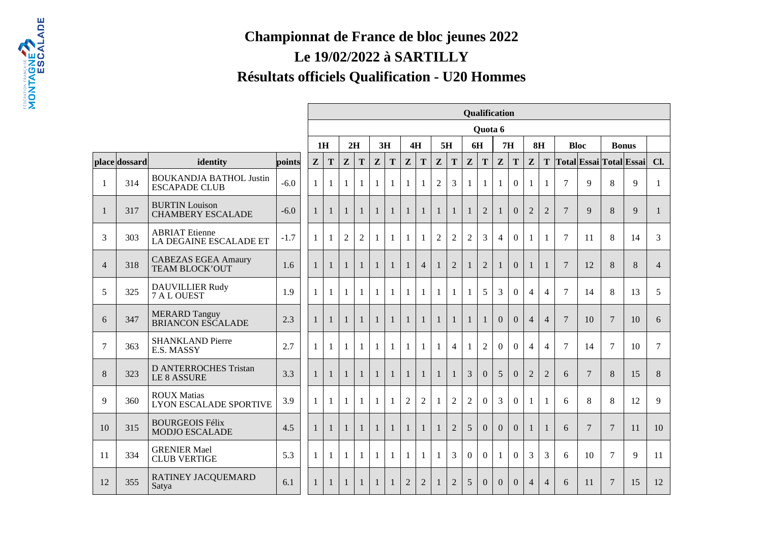# Championnat de France de bloc jeunes 2022

## Le 19/02/2022 à SARTILLY

## Résultats officiels Qualification - U20 Hommes

| | | | | Qualification | | | | | | | | | | | | | | | | | | | | |
|---|---|---|---|---|---|---|---|---|---|---|---|---|---|---|---|---|---|---|---|---|---|---|---|---|
| | | | | Quota 6 | | | | | | | | | | | | | | | | | | | | |
| | | | | 1H | | 2H | | 3H | | 4H | | 5H | | 6H | | 7H | | 8H | | Bloc | | Bonus | | |
| place | dossard | identity | points | Z | T | Z | T | Z | T | Z | T | Z | T | Z | T | Z | T | Z | T | Total | Essai | Total | Essai | Cl. |
| 1 | 314 | BOUKANDJA BATHOL Justin ESCAPADE CLUB | -6.0 | 1 | 1 | 1 | 1 | 1 | 1 | 1 | 1 | 2 | 3 | 1 | 1 | 1 | 0 | 1 | 1 | 7 | 9 | 8 | 9 | 1 |
| 1 | 317 | BURTIN Louison CHAMBERY ESCALADE | -6.0 | 1 | 1 | 1 | 1 | 1 | 1 | 1 | 1 | 1 | 1 | 1 | 2 | 1 | 0 | 2 | 2 | 7 | 9 | 8 | 9 | 1 |
| 3 | 303 | ABRIAT Etienne LA DEGAINE ESCALADE ET | -1.7 | 1 | 1 | 2 | 2 | 1 | 1 | 1 | 1 | 2 | 2 | 2 | 3 | 4 | 0 | 1 | 1 | 7 | 11 | 8 | 14 | 3 |
| 4 | 318 | CABEZAS EGEA Amaury TEAM BLOCK'OUT | 1.6 | 1 | 1 | 1 | 1 | 1 | 1 | 1 | 4 | 1 | 2 | 1 | 2 | 1 | 0 | 1 | 1 | 7 | 12 | 8 | 8 | 4 |
| 5 | 325 | DAUVILLIER Rudy 7 A L OUEST | 1.9 | 1 | 1 | 1 | 1 | 1 | 1 | 1 | 1 | 1 | 1 | 1 | 5 | 3 | 0 | 4 | 4 | 7 | 14 | 8 | 13 | 5 |
| 6 | 347 | MERARD Tanguy BRIANCON ESCALADE | 2.3 | 1 | 1 | 1 | 1 | 1 | 1 | 1 | 1 | 1 | 1 | 1 | 1 | 0 | 0 | 4 | 4 | 7 | 10 | 7 | 10 | 6 |
| 7 | 363 | SHANKLAND Pierre E.S. MASSY | 2.7 | 1 | 1 | 1 | 1 | 1 | 1 | 1 | 1 | 1 | 4 | 1 | 2 | 0 | 0 | 4 | 4 | 7 | 14 | 7 | 10 | 7 |
| 8 | 323 | D ANTERROCHES Tristan LE 8 ASSURE | 3.3 | 1 | 1 | 1 | 1 | 1 | 1 | 1 | 1 | 1 | 1 | 3 | 0 | 5 | 0 | 2 | 2 | 6 | 7 | 8 | 15 | 8 |
| 9 | 360 | ROUX Matias LYON ESCALADE SPORTIVE | 3.9 | 1 | 1 | 1 | 1 | 1 | 1 | 2 | 2 | 1 | 2 | 2 | 0 | 3 | 0 | 1 | 1 | 6 | 8 | 8 | 12 | 9 |
| 10 | 315 | BOURGEOIS Félix MODJO ESCALADE | 4.5 | 1 | 1 | 1 | 1 | 1 | 1 | 1 | 1 | 1 | 2 | 5 | 0 | 0 | 0 | 1 | 1 | 6 | 7 | 7 | 11 | 10 |
| 11 | 334 | GRENIER Mael CLUB VERTIGE | 5.3 | 1 | 1 | 1 | 1 | 1 | 1 | 1 | 1 | 1 | 3 | 0 | 0 | 1 | 0 | 3 | 3 | 6 | 10 | 7 | 9 | 11 |
| 12 | 355 | RATINEY JACQUEMARD Satya | 6.1 | 1 | 1 | 1 | 1 | 1 | 1 | 2 | 2 | 1 | 2 | 5 | 0 | 0 | 0 | 4 | 4 | 6 | 11 | 7 | 15 | 12 |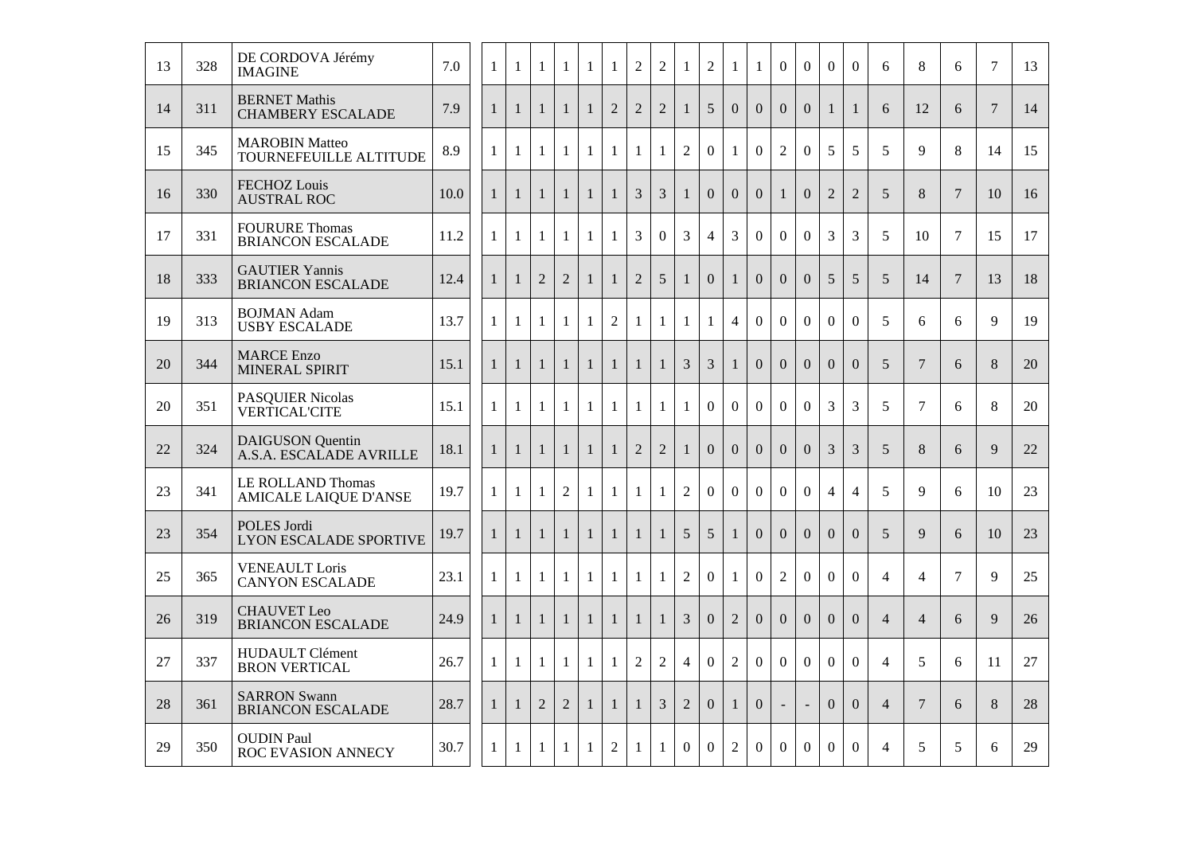| | | | | | | | | | | | | | | | | | | | | | | | | | | |
|---|---|---|---|---|---|---|---|---|---|---|---|---|---|---|---|---|---|---|---|---|---|---|---|---|---|---|
| 13 | 328 | DE CORDOVA Jérémy<br>IMAGINE | 7.0 | 1 | 1 | 1 | 1 | 1 | 1 | 2 | 2 | 1 | 2 | 1 | 1 | 0 | 0 | 0 | 0 | 6 | 8 | 6 | 7 | 13 |
| 14 | 311 | BERNET Mathis<br>CHAMBERY ESCALADE | 7.9 | 1 | 1 | 1 | 1 | 1 | 2 | 2 | 2 | 1 | 5 | 0 | 0 | 0 | 0 | 1 | 1 | 6 | 12 | 6 | 7 | 14 |
| 15 | 345 | MAROBIN Matteo<br>TOURNEFEUILLE ALTITUDE | 8.9 | 1 | 1 | 1 | 1 | 1 | 1 | 1 | 1 | 2 | 0 | 1 | 0 | 2 | 0 | 5 | 5 | 5 | 9 | 8 | 14 | 15 |
| 16 | 330 | FECHOZ Louis<br>AUSTRAL ROC | 10.0 | 1 | 1 | 1 | 1 | 1 | 1 | 3 | 3 | 1 | 0 | 0 | 0 | 1 | 0 | 2 | 2 | 5 | 8 | 7 | 10 | 16 |
| 17 | 331 | FOURURE Thomas<br>BRIANCON ESCALADE | 11.2 | 1 | 1 | 1 | 1 | 1 | 1 | 3 | 0 | 3 | 4 | 3 | 0 | 0 | 0 | 3 | 3 | 5 | 10 | 7 | 15 | 17 |
| 18 | 333 | GAUTIER Yannis<br>BRIANCON ESCALADE | 12.4 | 1 | 1 | 2 | 2 | 1 | 1 | 2 | 5 | 1 | 0 | 1 | 0 | 0 | 0 | 5 | 5 | 5 | 14 | 7 | 13 | 18 |
| 19 | 313 | BOJMAN Adam<br>USBY ESCALADE | 13.7 | 1 | 1 | 1 | 1 | 1 | 2 | 1 | 1 | 1 | 1 | 4 | 0 | 0 | 0 | 0 | 0 | 5 | 6 | 6 | 9 | 19 |
| 20 | 344 | MARCE Enzo<br>MINERAL SPIRIT | 15.1 | 1 | 1 | 1 | 1 | 1 | 1 | 1 | 1 | 3 | 3 | 1 | 0 | 0 | 0 | 0 | 0 | 5 | 7 | 6 | 8 | 20 |
| 20 | 351 | PASQUIER Nicolas<br>VERTICAL'CITE | 15.1 | 1 | 1 | 1 | 1 | 1 | 1 | 1 | 1 | 1 | 0 | 0 | 0 | 0 | 0 | 3 | 3 | 5 | 7 | 6 | 8 | 20 |
| 22 | 324 | DAIGUSON Quentin<br>A.S.A. ESCALADE AVRILLE | 18.1 | 1 | 1 | 1 | 1 | 1 | 1 | 2 | 2 | 1 | 0 | 0 | 0 | 0 | 0 | 3 | 3 | 5 | 8 | 6 | 9 | 22 |
| 23 | 341 | LE ROLLAND Thomas<br>AMICALE LAIQUE D'ANSE | 19.7 | 1 | 1 | 1 | 2 | 1 | 1 | 1 | 1 | 2 | 0 | 0 | 0 | 0 | 0 | 4 | 4 | 5 | 9 | 6 | 10 | 23 |
| 23 | 354 | POLES Jordi<br>LYON ESCALADE SPORTIVE | 19.7 | 1 | 1 | 1 | 1 | 1 | 1 | 1 | 1 | 5 | 5 | 1 | 0 | 0 | 0 | 0 | 0 | 5 | 9 | 6 | 10 | 23 |
| 25 | 365 | VENEAULT Loris<br>CANYON ESCALADE | 23.1 | 1 | 1 | 1 | 1 | 1 | 1 | 1 | 1 | 2 | 0 | 1 | 0 | 2 | 0 | 0 | 0 | 4 | 4 | 7 | 9 | 25 |
| 26 | 319 | CHAUVET Leo<br>BRIANCON ESCALADE | 24.9 | 1 | 1 | 1 | 1 | 1 | 1 | 1 | 1 | 3 | 0 | 2 | 0 | 0 | 0 | 0 | 0 | 4 | 4 | 6 | 9 | 26 |
| 27 | 337 | HUDAULT Clément<br>BRON VERTICAL | 26.7 | 1 | 1 | 1 | 1 | 1 | 1 | 2 | 2 | 4 | 0 | 2 | 0 | 0 | 0 | 0 | 0 | 4 | 5 | 6 | 11 | 27 |
| 28 | 361 | SARRON Swann<br>BRIANCON ESCALADE | 28.7 | 1 | 1 | 2 | 2 | 1 | 1 | 1 | 3 | 2 | 0 | 1 | 0 | - | - | 0 | 0 | 4 | 7 | 6 | 8 | 28 |
| 29 | 350 | OUDIN Paul<br>ROC EVASION ANNECY | 30.7 | 1 | 1 | 1 | 1 | 1 | 2 | 1 | 1 | 0 | 0 | 2 | 0 | 0 | 0 | 0 | 0 | 4 | 5 | 5 | 6 | 29 |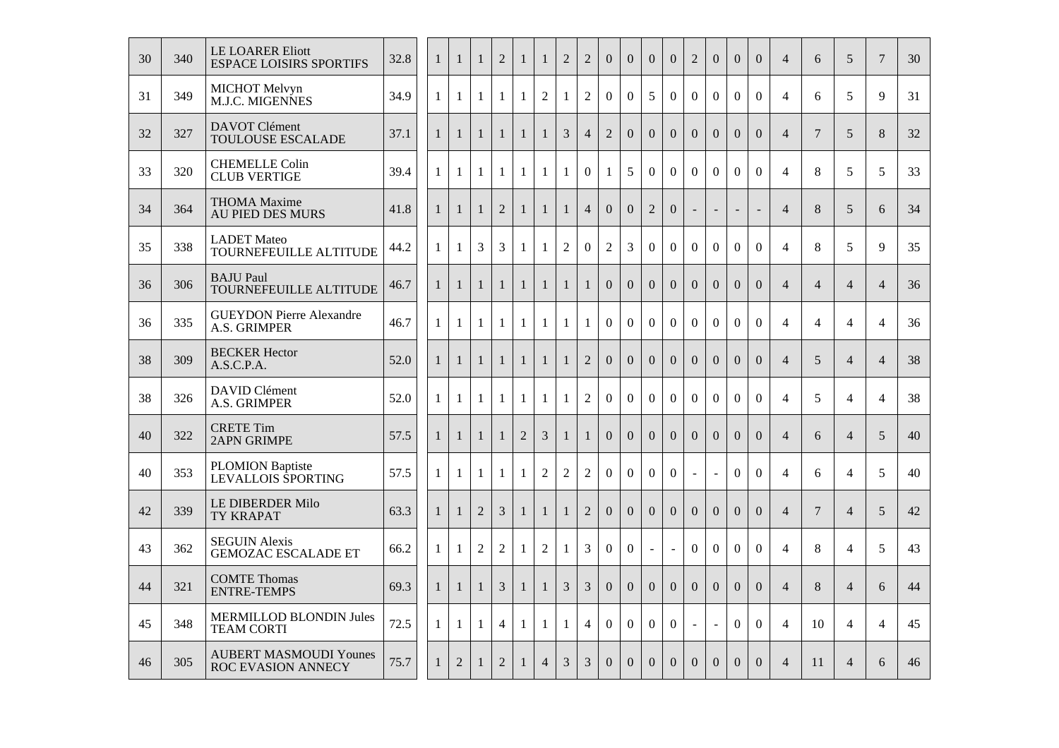| | | | | | | | | | | | | | | | | | | | | | | | | |
|---|---|---|---|---|---|---|---|---|---|---|---|---|---|---|---|---|---|---|---|---|---|---|---|---|
| 30 | 340 | LE LOARER Eliott<br>ESPACE LOISIRS SPORTIFS | 32.8 | 1 | 1 | 1 | 2 | 1 | 1 | 2 | 2 | 0 | 0 | 0 | 0 | 2 | 0 | 0 | 0 | 4 | 6 | 5 | 7 | 30 |
| 31 | 349 | MICHOT Melvyn<br>M.J.C. MIGENNES | 34.9 | 1 | 1 | 1 | 1 | 1 | 2 | 1 | 2 | 0 | 0 | 5 | 0 | 0 | 0 | 0 | 0 | 4 | 6 | 5 | 9 | 31 |
| 32 | 327 | DAVOT Clément<br>TOULOUSE ESCALADE | 37.1 | 1 | 1 | 1 | 1 | 1 | 1 | 3 | 4 | 2 | 0 | 0 | 0 | 0 | 0 | 0 | 0 | 4 | 7 | 5 | 8 | 32 |
| 33 | 320 | CHEMELLE Colin<br>CLUB VERTIGE | 39.4 | 1 | 1 | 1 | 1 | 1 | 1 | 1 | 0 | 1 | 5 | 0 | 0 | 0 | 0 | 0 | 0 | 4 | 8 | 5 | 5 | 33 |
| 34 | 364 | THOMA Maxime<br>AU PIED DES MURS | 41.8 | 1 | 1 | 1 | 2 | 1 | 1 | 1 | 4 | 0 | 0 | 2 | 0 | - | - | - | - | 4 | 8 | 5 | 6 | 34 |
| 35 | 338 | LADET Mateo<br>TOURNEFEUILLE ALTITUDE | 44.2 | 1 | 1 | 3 | 3 | 1 | 1 | 2 | 0 | 2 | 3 | 0 | 0 | 0 | 0 | 0 | 0 | 4 | 8 | 5 | 9 | 35 |
| 36 | 306 | BAJU Paul<br>TOURNEFEUILLE ALTITUDE | 46.7 | 1 | 1 | 1 | 1 | 1 | 1 | 1 | 1 | 0 | 0 | 0 | 0 | 0 | 0 | 0 | 0 | 4 | 4 | 4 | 4 | 36 |
| 36 | 335 | GUEYDON Pierre Alexandre<br>A.S. GRIMPER | 46.7 | 1 | 1 | 1 | 1 | 1 | 1 | 1 | 1 | 0 | 0 | 0 | 0 | 0 | 0 | 0 | 0 | 4 | 4 | 4 | 4 | 36 |
| 38 | 309 | BECKER Hector<br>A.S.C.P.A. | 52.0 | 1 | 1 | 1 | 1 | 1 | 1 | 1 | 2 | 0 | 0 | 0 | 0 | 0 | 0 | 0 | 0 | 4 | 5 | 4 | 4 | 38 |
| 38 | 326 | DAVID Clément<br>A.S. GRIMPER | 52.0 | 1 | 1 | 1 | 1 | 1 | 1 | 1 | 2 | 0 | 0 | 0 | 0 | 0 | 0 | 0 | 0 | 4 | 5 | 4 | 4 | 38 |
| 40 | 322 | CRETE Tim<br>2APN GRIMPE | 57.5 | 1 | 1 | 1 | 1 | 2 | 3 | 1 | 1 | 0 | 0 | 0 | 0 | 0 | 0 | 0 | 0 | 4 | 6 | 4 | 5 | 40 |
| 40 | 353 | PLOMION Baptiste<br>LEVALLOIS SPORTING | 57.5 | 1 | 1 | 1 | 1 | 1 | 2 | 2 | 2 | 0 | 0 | 0 | 0 | - | - | 0 | 0 | 4 | 6 | 4 | 5 | 40 |
| 42 | 339 | LE DIBERDER Milo<br>TY KRAPAT | 63.3 | 1 | 1 | 2 | 3 | 1 | 1 | 1 | 2 | 0 | 0 | 0 | 0 | 0 | 0 | 0 | 0 | 4 | 7 | 4 | 5 | 42 |
| 43 | 362 | SEGUIN Alexis<br>GEMOZAC ESCALADE ET | 66.2 | 1 | 1 | 2 | 2 | 1 | 2 | 1 | 3 | 0 | 0 | - | - | 0 | 0 | 0 | 0 | 4 | 8 | 4 | 5 | 43 |
| 44 | 321 | COMTE Thomas<br>ENTRE-TEMPS | 69.3 | 1 | 1 | 1 | 3 | 1 | 1 | 3 | 3 | 0 | 0 | 0 | 0 | 0 | 0 | 0 | 0 | 4 | 8 | 4 | 6 | 44 |
| 45 | 348 | MERMILLOD BLONDIN Jules<br>TEAM CORTI | 72.5 | 1 | 1 | 1 | 4 | 1 | 1 | 1 | 4 | 0 | 0 | 0 | 0 | - | - | 0 | 0 | 4 | 10 | 4 | 4 | 45 |
| 46 | 305 | AUBERT MASMOUDI Younes<br>ROC EVASION ANNECY | 75.7 | 1 | 2 | 1 | 2 | 1 | 4 | 3 | 3 | 0 | 0 | 0 | 0 | 0 | 0 | 0 | 0 | 4 | 11 | 4 | 6 | 46 |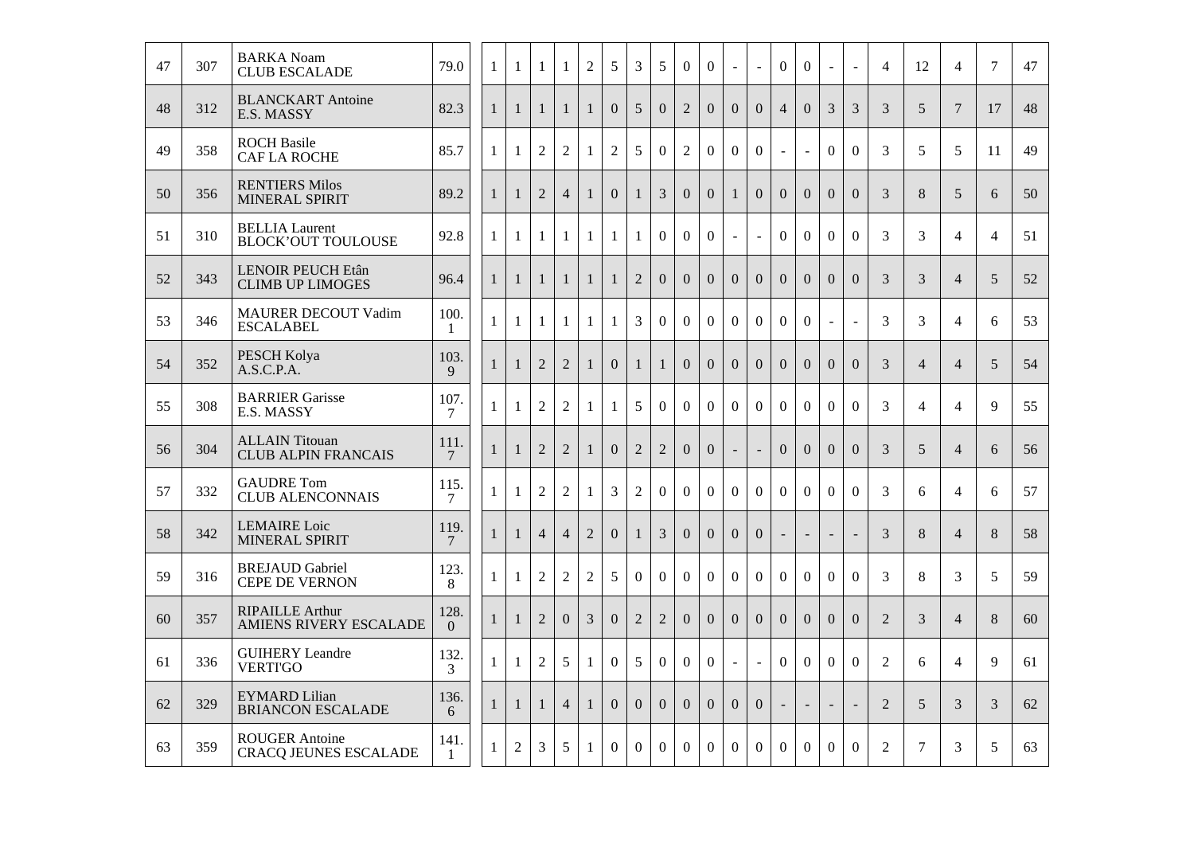| | | | | | | | | | | | | | | | | | | | | | | | | | |
|---|---|---|---|---|---|---|---|---|---|---|---|---|---|---|---|---|---|---|---|---|---|---|---|---|---|
| 47 | 307 | BARKA Noam<br>CLUB ESCALADE | 79.0 | 1 | 1 | 1 | 1 | 2 | 5 | 3 | 5 | 0 | 0 | - | - | 0 | 0 | - | - | 4 | 12 | 4 | 7 | 47 |
| 48 | 312 | BLANCKART Antoine<br>E.S. MASSY | 82.3 | 1 | 1 | 1 | 1 | 1 | 0 | 5 | 0 | 2 | 0 | 0 | 0 | 4 | 0 | 3 | 3 | 3 | 5 | 7 | 17 | 48 |
| 49 | 358 | ROCH Basile<br>CAF LA ROCHE | 85.7 | 1 | 1 | 2 | 2 | 1 | 2 | 5 | 0 | 2 | 0 | 0 | 0 | - | - | 0 | 0 | 3 | 5 | 5 | 11 | 49 |
| 50 | 356 | RENTIERS Milos<br>MINERAL SPIRIT | 89.2 | 1 | 1 | 2 | 4 | 1 | 0 | 1 | 3 | 0 | 0 | 1 | 0 | 0 | 0 | 0 | 0 | 3 | 8 | 5 | 6 | 50 |
| 51 | 310 | BELLIA Laurent<br>BLOCK'OUT TOULOUSE | 92.8 | 1 | 1 | 1 | 1 | 1 | 1 | 1 | 0 | 0 | 0 | - | - | 0 | 0 | 0 | 0 | 3 | 3 | 4 | 4 | 51 |
| 52 | 343 | LENOIR PEUCH Etân<br>CLIMB UP LIMOGES | 96.4 | 1 | 1 | 1 | 1 | 1 | 1 | 2 | 0 | 0 | 0 | 0 | 0 | 0 | 0 | 0 | 0 | 3 | 3 | 4 | 5 | 52 |
| 53 | 346 | MAURER DECOUT Vadim<br>ESCALABEL | 100.1 | 1 | 1 | 1 | 1 | 1 | 1 | 3 | 0 | 0 | 0 | 0 | 0 | 0 | 0 | - | - | 3 | 3 | 4 | 6 | 53 |
| 54 | 352 | PESCH Kolya<br>A.S.C.P.A. | 103.9 | 1 | 1 | 2 | 2 | 1 | 0 | 1 | 1 | 0 | 0 | 0 | 0 | 0 | 0 | 0 | 0 | 3 | 4 | 4 | 5 | 54 |
| 55 | 308 | BARRIER Garisse<br>E.S. MASSY | 107.7 | 1 | 1 | 2 | 2 | 1 | 1 | 5 | 0 | 0 | 0 | 0 | 0 | 0 | 0 | 0 | 0 | 3 | 4 | 4 | 9 | 55 |
| 56 | 304 | ALLAIN Titouan<br>CLUB ALPIN FRANCAIS | 111.7 | 1 | 1 | 2 | 2 | 1 | 0 | 2 | 2 | 0 | 0 | - | - | 0 | 0 | 0 | 0 | 3 | 5 | 4 | 6 | 56 |
| 57 | 332 | GAUDRE Tom<br>CLUB ALENCONNAIS | 115.7 | 1 | 1 | 2 | 2 | 1 | 3 | 2 | 0 | 0 | 0 | 0 | 0 | 0 | 0 | 0 | 0 | 3 | 6 | 4 | 6 | 57 |
| 58 | 342 | LEMAIRE Loic<br>MINERAL SPIRIT | 119.7 | 1 | 1 | 4 | 4 | 2 | 0 | 1 | 3 | 0 | 0 | 0 | 0 | - | - | - | - | 3 | 8 | 4 | 8 | 58 |
| 59 | 316 | BREJAUD Gabriel<br>CEPE DE VERNON | 123.8 | 1 | 1 | 2 | 2 | 2 | 5 | 0 | 0 | 0 | 0 | 0 | 0 | 0 | 0 | 0 | 0 | 3 | 8 | 3 | 5 | 59 |
| 60 | 357 | RIPAILLE Arthur<br>AMIENS RIVERY ESCALADE | 128.0 | 1 | 1 | 2 | 0 | 3 | 0 | 2 | 2 | 0 | 0 | 0 | 0 | 0 | 0 | 0 | 0 | 2 | 3 | 4 | 8 | 60 |
| 61 | 336 | GUIHERY Leandre<br>VERTI'GO | 132.3 | 1 | 1 | 2 | 5 | 1 | 0 | 5 | 0 | 0 | 0 | - | - | 0 | 0 | 0 | 0 | 2 | 6 | 4 | 9 | 61 |
| 62 | 329 | EYMARD Lilian<br>BRIANCON ESCALADE | 136.6 | 1 | 1 | 1 | 4 | 1 | 0 | 0 | 0 | 0 | 0 | 0 | 0 | - | - | - | - | 2 | 5 | 3 | 3 | 62 |
| 63 | 359 | ROUGER Antoine<br>CRACQ JEUNES ESCALADE | 141.1 | 1 | 2 | 3 | 5 | 1 | 0 | 0 | 0 | 0 | 0 | 0 | 0 | 0 | 0 | 0 | 0 | 2 | 7 | 3 | 5 | 63 |